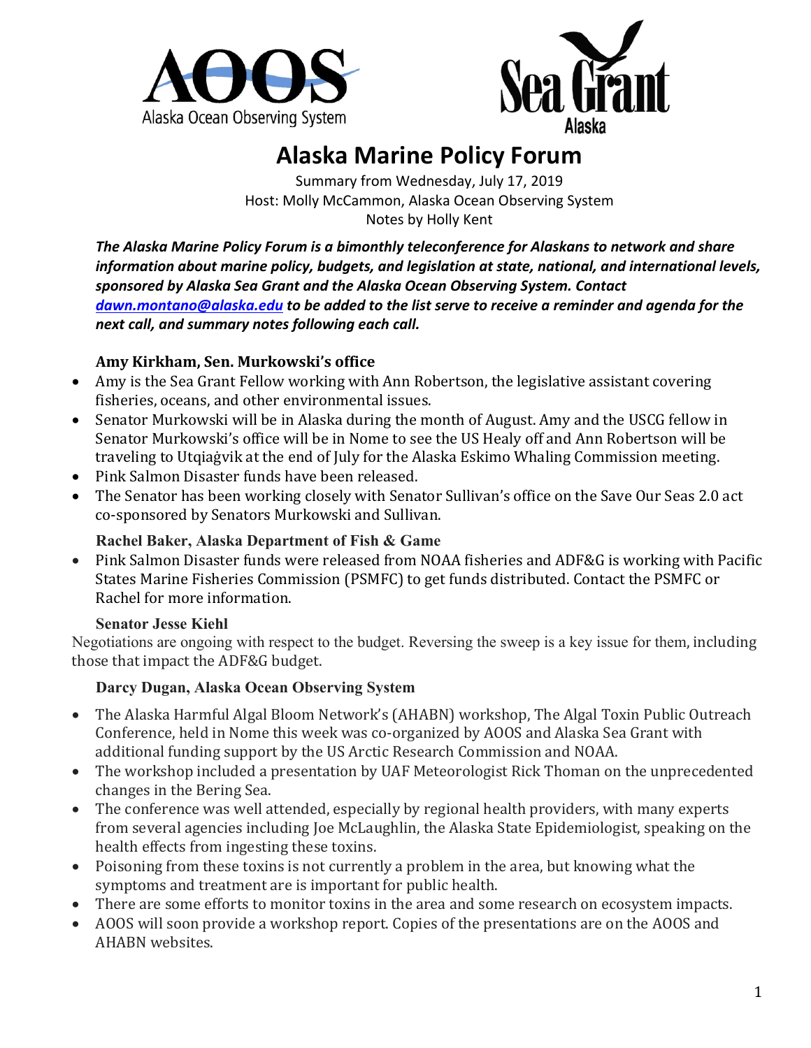# Alaska Marine Policy Forum

Summary from Wednesday, July 17, 2019
Host: Molly McCammon, Alaska Ocean Observing System
Notes by Holly Kent

***The Alaska Marine Policy Forum is a bimonthly teleconference for Alaskans to network and share information about marine policy, budgets, and legislation at state, national, and international levels, sponsored by Alaska Sea Grant and the Alaska Ocean Observing System. Contact [dawn.montano@alaska.edu](mailto:dawn.montano@alaska.edu) to be added to the list serve to receive a reminder and agenda for the next call, and summary notes following each call.***

### Amy Kirkham, Sen. Murkowski's office

- Amy is the Sea Grant Fellow working with Ann Robertson, the legislative assistant covering fisheries, oceans, and other environmental issues.
- Senator Murkowski will be in Alaska during the month of August. Amy and the USCG fellow in Senator Murkowski's office will be in Nome to see the US Healy off and Ann Robertson will be traveling to Utqiaġvik at the end of July for the Alaska Eskimo Whaling Commission meeting.
- Pink Salmon Disaster funds have been released.
- The Senator has been working closely with Senator Sullivan's office on the Save Our Seas 2.0 act co-sponsored by Senators Murkowski and Sullivan.

### Rachel Baker, Alaska Department of Fish & Game

- Pink Salmon Disaster funds were released from NOAA fisheries and ADF&G is working with Pacific States Marine Fisheries Commission (PSMFC) to get funds distributed. Contact the PSMFC or Rachel for more information.

### Senator Jesse Kiehl

Negotiations are ongoing with respect to the budget. Reversing the sweep is a key issue for them, including those that impact the ADF&G budget.

### Darcy Dugan, Alaska Ocean Observing System

- The Alaska Harmful Algal Bloom Network's (AHABN) workshop, The Algal Toxin Public Outreach Conference, held in Nome this week was co-organized by AOOS and Alaska Sea Grant with additional funding support by the US Arctic Research Commission and NOAA.
- The workshop included a presentation by UAF Meteorologist Rick Thoman on the unprecedented changes in the Bering Sea.
- The conference was well attended, especially by regional health providers, with many experts from several agencies including Joe McLaughlin, the Alaska State Epidemiologist, speaking on the health effects from ingesting these toxins.
- Poisoning from these toxins is not currently a problem in the area, but knowing what the symptoms and treatment are is important for public health.
- There are some efforts to monitor toxins in the area and some research on ecosystem impacts.
- AOOS will soon provide a workshop report. Copies of the presentations are on the AOOS and AHABN websites.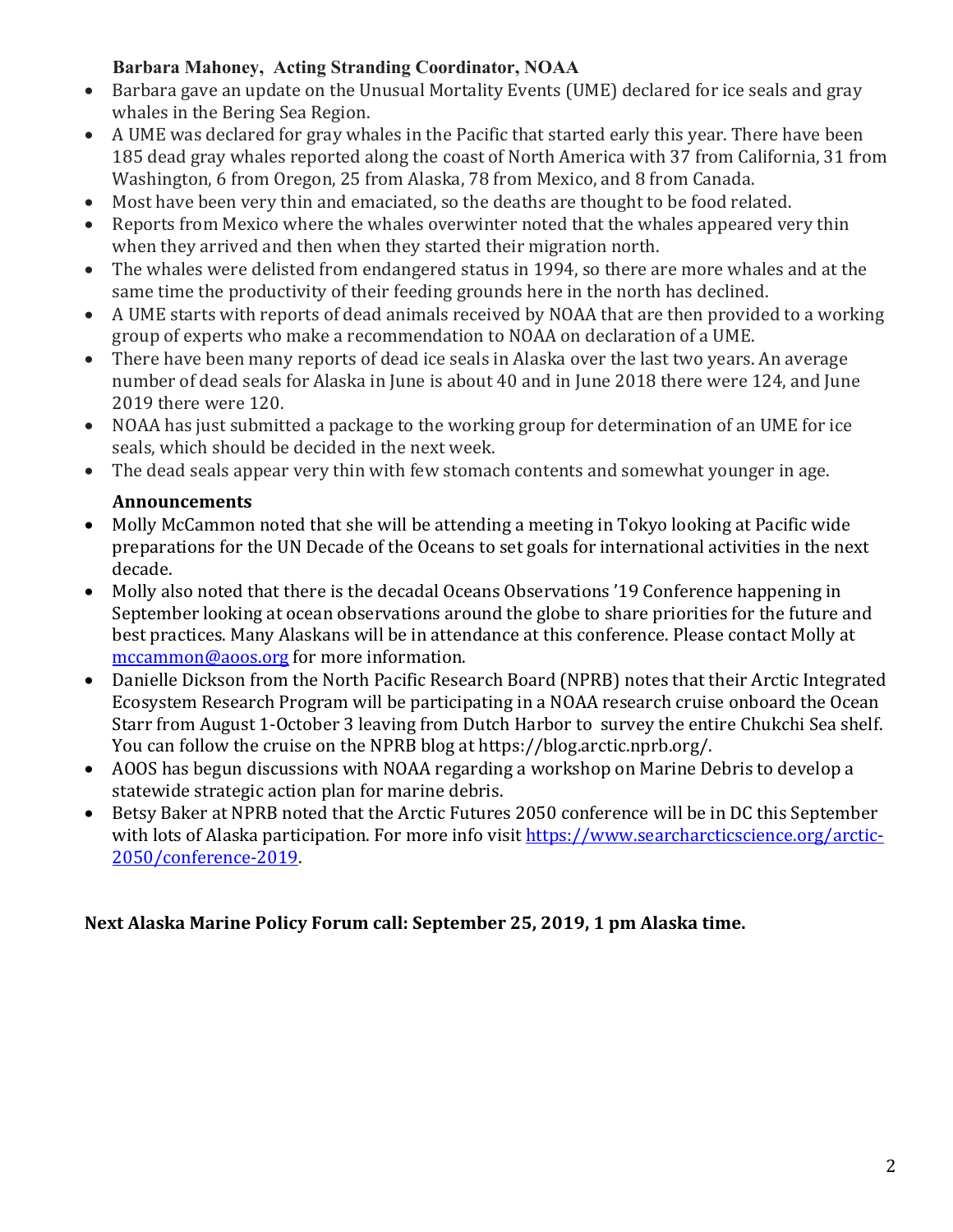**Barbara Mahoney, Acting Stranding Coordinator, NOAA**

- Barbara gave an update on the Unusual Mortality Events (UME) declared for ice seals and gray whales in the Bering Sea Region.
- A UME was declared for gray whales in the Pacific that started early this year. There have been 185 dead gray whales reported along the coast of North America with 37 from California, 31 from Washington, 6 from Oregon, 25 from Alaska, 78 from Mexico, and 8 from Canada.
- Most have been very thin and emaciated, so the deaths are thought to be food related.
- Reports from Mexico where the whales overwinter noted that the whales appeared very thin when they arrived and then when they started their migration north.
- The whales were delisted from endangered status in 1994, so there are more whales and at the same time the productivity of their feeding grounds here in the north has declined.
- A UME starts with reports of dead animals received by NOAA that are then provided to a working group of experts who make a recommendation to NOAA on declaration of a UME.
- There have been many reports of dead ice seals in Alaska over the last two years. An average number of dead seals for Alaska in June is about 40 and in June 2018 there were 124, and June 2019 there were 120.
- NOAA has just submitted a package to the working group for determination of an UME for ice seals, which should be decided in the next week.
- The dead seals appear very thin with few stomach contents and somewhat younger in age.

**Announcements**

- Molly McCammon noted that she will be attending a meeting in Tokyo looking at Pacific wide preparations for the UN Decade of the Oceans to set goals for international activities in the next decade.
- Molly also noted that there is the decadal Oceans Observations '19 Conference happening in September looking at ocean observations around the globe to share priorities for the future and best practices. Many Alaskans will be in attendance at this conference. Please contact Molly at mccammon@aoos.org for more information.
- Danielle Dickson from the North Pacific Research Board (NPRB) notes that their Arctic Integrated Ecosystem Research Program will be participating in a NOAA research cruise onboard the Ocean Starr from August 1-October 3 leaving from Dutch Harbor to survey the entire Chukchi Sea shelf. You can follow the cruise on the NPRB blog at https://blog.arctic.nprb.org/.
- AOOS has begun discussions with NOAA regarding a workshop on Marine Debris to develop a statewide strategic action plan for marine debris.
- Betsy Baker at NPRB noted that the Arctic Futures 2050 conference will be in DC this September with lots of Alaska participation. For more info visit https://www.searcharcticscience.org/arctic-2050/conference-2019.

**Next Alaska Marine Policy Forum call: September 25, 2019, 1 pm Alaska time.**